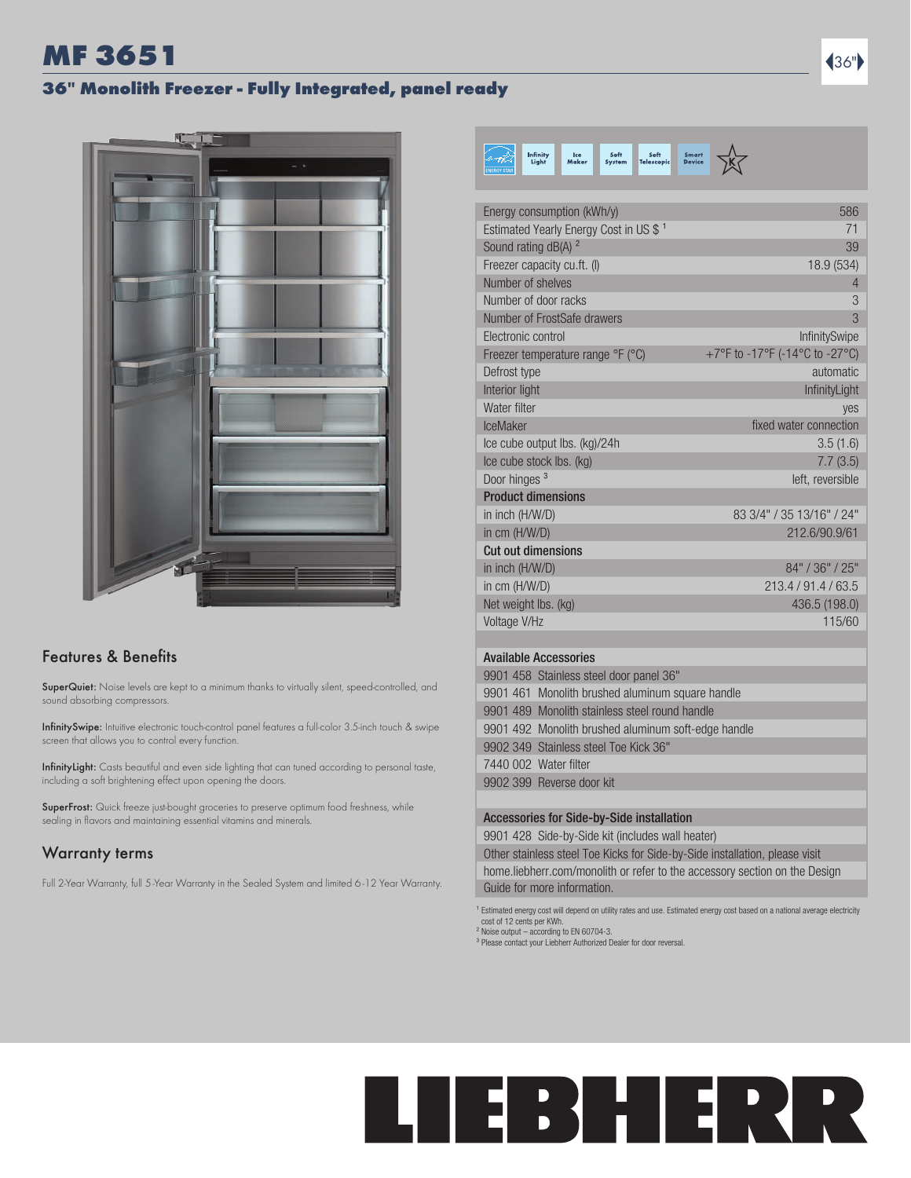# MF 3651

## 36" Monolith Freezer - Fully Integrated, panel ready

36"

Infinity Light | Ice Maker | Soft System | Soft Telescopic | Smart Device

| | |
|---|---|
| Energy consumption (kWh/y) | 586 |
| Estimated Yearly Energy Cost in US $ [1] | 71 |
| Sound rating dB(A) [2] | 39 |
| Freezer capacity cu.ft. (l) | 18.9 (534) |
| Number of shelves | 4 |
| Number of door racks | 3 |
| Number of FrostSafe drawers | 3 |
| Electronic control | InfinitySwipe |
| Freezer temperature range °F (°C) | +7°F to -17°F (-14°C to -27°C) |
| Defrost type | automatic |
| Interior light | InfinityLight |
| Water filter | yes |
| IceMaker | fixed water connection |
| Ice cube output lbs. (kg)/24h | 3.5 (1.6) |
| Ice cube stock lbs. (kg) | 7.7 (3.5) |
| Door hinges [3] | left, reversible |
| **Product dimensions** | |
| in inch (H/W/D) | 83 3/4" / 35 13/16" / 24" |
| in cm (H/W/D) | 212.6/90.9/61 |
| **Cut out dimensions** | |
| in inch (H/W/D) | 84" / 36" / 25" |
| in cm (H/W/D) | 213.4 / 91.4 / 63.5 |
| Net weight lbs. (kg) | 436.5 (198.0) |
| Voltage V/Hz | 115/60 |

### Available Accessories

- 9901 458 Stainless steel door panel 36"
- 9901 461 Monolith brushed aluminum square handle
- 9901 489 Monolith stainless steel round handle
- 9901 492 Monolith brushed aluminum soft-edge handle
- 9902 349 Stainless steel Toe Kick 36"
- 7440 002 Water filter
- 9902 399 Reverse door kit

### Accessories for Side-by-Side installation

9901 428 Side-by-Side kit (includes wall heater)

Other stainless steel Toe Kicks for Side-by-Side installation, please visit home.liebherr.com/monolith or refer to the accessory section on the Design Guide for more information.

[1] Estimated energy cost will depend on utility rates and use. Estimated energy cost based on a national average electricity cost of 12 cents per KWh.
[2] Noise output – according to EN 60704-3.
[3] Please contact your Liebherr Authorized Dealer for door reversal.

## Features & Benefits

**SuperQuiet:** Noise levels are kept to a minimum thanks to virtually silent, speed-controlled, and sound absorbing compressors.

**InfinitySwipe:** Intuitive electronic touch-control panel features a full-color 3.5-inch touch & swipe screen that allows you to control every function.

**InfinityLight:** Casts beautiful and even side lighting that can tuned according to personal taste, including a soft brightening effect upon opening the doors.

**SuperFrost:** Quick freeze just-bought groceries to preserve optimum food freshness, while sealing in flavors and maintaining essential vitamins and minerals.

## Warranty terms

Full 2-Year Warranty, full 5-Year Warranty in the Sealed System and limited 6-12 Year Warranty.

LIEBHERR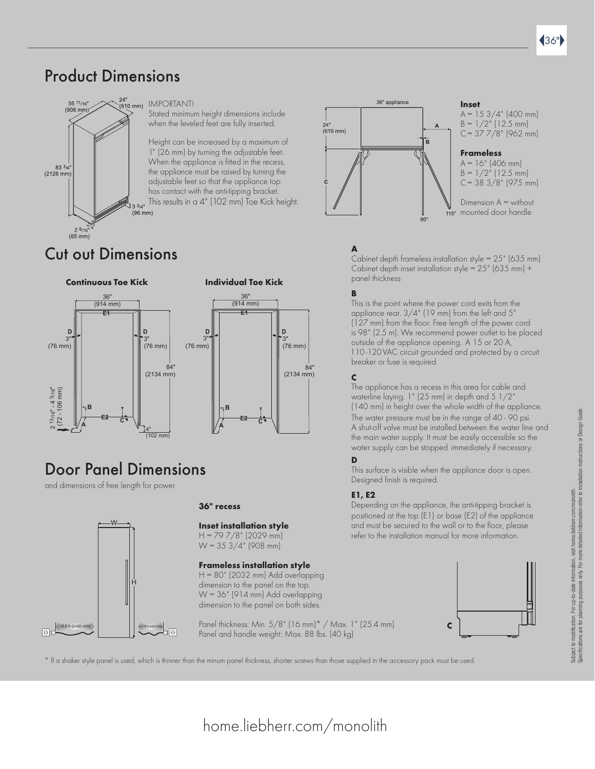## Product Dimensions

35 11/16" (906 mm)
24" (610 mm)
83 3/4" (2126 mm)
3 3/4" (96 mm)
2 9/16" (65 mm)

IMPORTANT!
Stated minimum height dimensions include when the leveled feet are fully inserted.

Height can be increased by a maximum of 1" (26 mm) by turning the adjustable feet. When the appliance is fitted in the recess, the appliance must be raised by turning the adjustable feet so that the appliance top has contact with the anti-tipping bracket. This results in a 4" (102 mm) Toe Kick height.

36" appliance
24" (610 mm)
A
B
C
90°
115°

**Inset**
A = 15 3/4" (400 mm)
B = 1/2" (12.5 mm)
C= 37 7/8" (962 mm)

**Frameless**
A = 16" (406 mm)
B = 1/2" (12.5 mm)
C= 38 3/8" (975 mm)

Dimension A = without mounted door handle

## Cut out Dimensions

**Continuous Toe Kick**

36" (914 mm)
E1
D 3" (76 mm)
D 3" (76 mm)
84" (2134 mm)
2 13/16" - 4 3/16" (72 - 106 mm)
B
E2
C
A
4" (102 mm)

**Individual Toe Kick**

36" (914 mm)
E1
D 3" (76 mm)
D 3" (76 mm)
84" (2134 mm)
B
E2
C
A

**A**
Cabinet depth frameless installation style = 25" (635 mm)
Cabinet depth inset installation style = 25" (635 mm) + panel thickness

**B**
This is the point where the power cord exits from the appliance rear. 3/4" (19 mm) from the left and 5" (127 mm) from the floor. Free length of the power cord is 98" (2.5 m). We recommend power outlet to be placed outside of the appliance opening. A 15 or 20 A, 110-120VAC circuit grounded and protected by a circuit breaker or fuse is required.

**C**
The appliance has a recess in this area for cable and waterline laying. 1" (25 mm) in depth and 5 1/2" (140 mm) in height over the whole width of the appliance.
The water pressure must be in the range of 40 - 90 psi.
A shut-off valve must be installed between the water line and the main water supply. It must be easily accessible so the water supply can be stopped immediately if necessary.

**D**
This surface is visible when the appliance door is open. Designed finish is required.

**E1, E2**
Depending on the appliance, the anti-tipping bracket is positioned at the top (E1) or base (E2) of the appliance and must be secured to the wall or to the floor, please refer to the installation manual for more information.

## Door Panel Dimensions

and dimensions of free length for power

W
H
~8.8 ft (2400 mm)
~5 ft (1550 mm)

**36" recess**

**Inset installation style**
H = 79 7/8" (2029 mm)
W = 35 3/4" (908 mm)

**Frameless installation style**
H = 80" (2032 mm) Add overlapping dimension to the panel on the top.
W = 36" (914 mm) Add overlapping dimension to the panel on both sides.

Panel thickness: Min. 5/8" (16 mm)* / Max. 1" (25.4 mm)
Panel and handle weight: Max. 88 lbs. (40 kg)

C

* If a shaker style panel is used, which is thinner than the minum panel thickness, shorter screws than those supplied in the accessory pack must be used.

Subject to modification. For up-to-date information, visit home.liebherr.com/monolith.
Specifications are for planning purposes only. For more detailed information refer to installation instructions or Design Guide.

home.liebherr.com/monolith